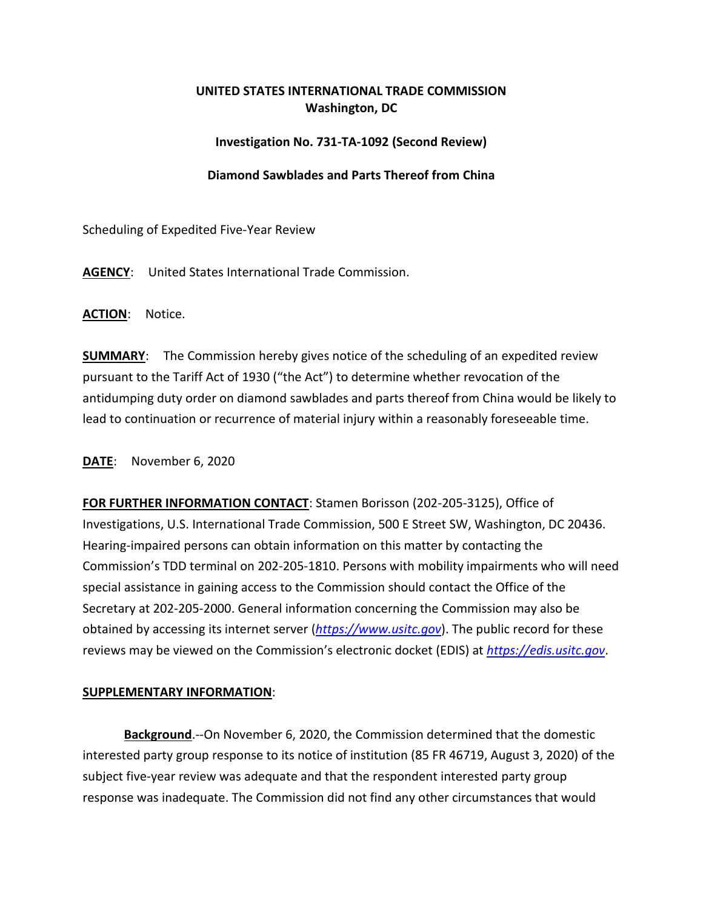**UNITED STATES INTERNATIONAL TRADE COMMISSION**
**Washington, DC**

**Investigation No. 731-TA-1092 (Second Review)**

**Diamond Sawblades and Parts Thereof from China**

Scheduling of Expedited Five-Year Review

**AGENCY**: United States International Trade Commission.

**ACTION**: Notice.

**SUMMARY**: The Commission hereby gives notice of the scheduling of an expedited review pursuant to the Tariff Act of 1930 ("the Act") to determine whether revocation of the antidumping duty order on diamond sawblades and parts thereof from China would be likely to lead to continuation or recurrence of material injury within a reasonably foreseeable time.

**DATE**: November 6, 2020

**FOR FURTHER INFORMATION CONTACT**: Stamen Borisson (202-205-3125), Office of Investigations, U.S. International Trade Commission, 500 E Street SW, Washington, DC 20436. Hearing-impaired persons can obtain information on this matter by contacting the Commission's TDD terminal on 202-205-1810. Persons with mobility impairments who will need special assistance in gaining access to the Commission should contact the Office of the Secretary at 202-205-2000. General information concerning the Commission may also be obtained by accessing its internet server (*https://www.usitc.gov*). The public record for these reviews may be viewed on the Commission's electronic docket (EDIS) at *https://edis.usitc.gov*.

**SUPPLEMENTARY INFORMATION**:

**Background**.--On November 6, 2020, the Commission determined that the domestic interested party group response to its notice of institution (85 FR 46719, August 3, 2020) of the subject five-year review was adequate and that the respondent interested party group response was inadequate. The Commission did not find any other circumstances that would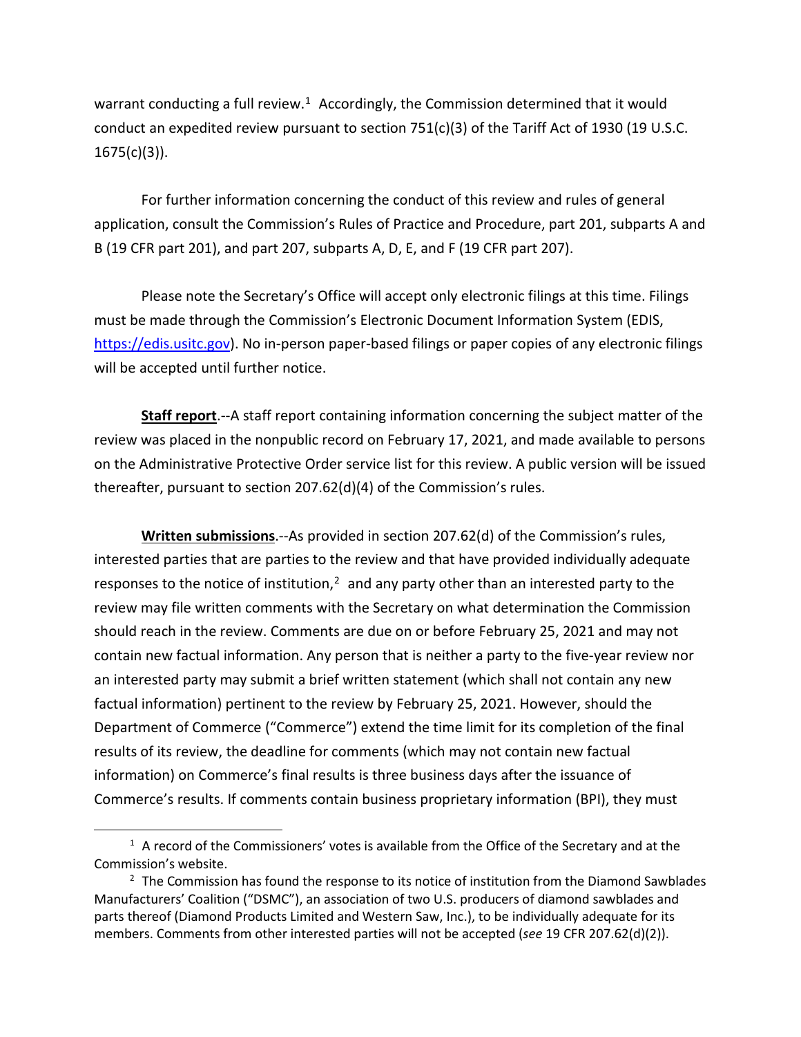warrant conducting a full review.[1] Accordingly, the Commission determined that it would conduct an expedited review pursuant to section 751(c)(3) of the Tariff Act of 1930 (19 U.S.C. 1675(c)(3)).

For further information concerning the conduct of this review and rules of general application, consult the Commission's Rules of Practice and Procedure, part 201, subparts A and B (19 CFR part 201), and part 207, subparts A, D, E, and F (19 CFR part 207).

Please note the Secretary's Office will accept only electronic filings at this time. Filings must be made through the Commission's Electronic Document Information System (EDIS, https://edis.usitc.gov). No in-person paper-based filings or paper copies of any electronic filings will be accepted until further notice.

**Staff report**.--A staff report containing information concerning the subject matter of the review was placed in the nonpublic record on February 17, 2021, and made available to persons on the Administrative Protective Order service list for this review. A public version will be issued thereafter, pursuant to section 207.62(d)(4) of the Commission's rules.

**Written submissions**.--As provided in section 207.62(d) of the Commission's rules, interested parties that are parties to the review and that have provided individually adequate responses to the notice of institution,[2] and any party other than an interested party to the review may file written comments with the Secretary on what determination the Commission should reach in the review. Comments are due on or before February 25, 2021 and may not contain new factual information. Any person that is neither a party to the five-year review nor an interested party may submit a brief written statement (which shall not contain any new factual information) pertinent to the review by February 25, 2021. However, should the Department of Commerce ("Commerce") extend the time limit for its completion of the final results of its review, the deadline for comments (which may not contain new factual information) on Commerce's final results is three business days after the issuance of Commerce's results. If comments contain business proprietary information (BPI), they must

---

[1] A record of the Commissioners' votes is available from the Office of the Secretary and at the Commission's website.

[2] The Commission has found the response to its notice of institution from the Diamond Sawblades Manufacturers' Coalition ("DSMC"), an association of two U.S. producers of diamond sawblades and parts thereof (Diamond Products Limited and Western Saw, Inc.), to be individually adequate for its members. Comments from other interested parties will not be accepted (*see* 19 CFR 207.62(d)(2)).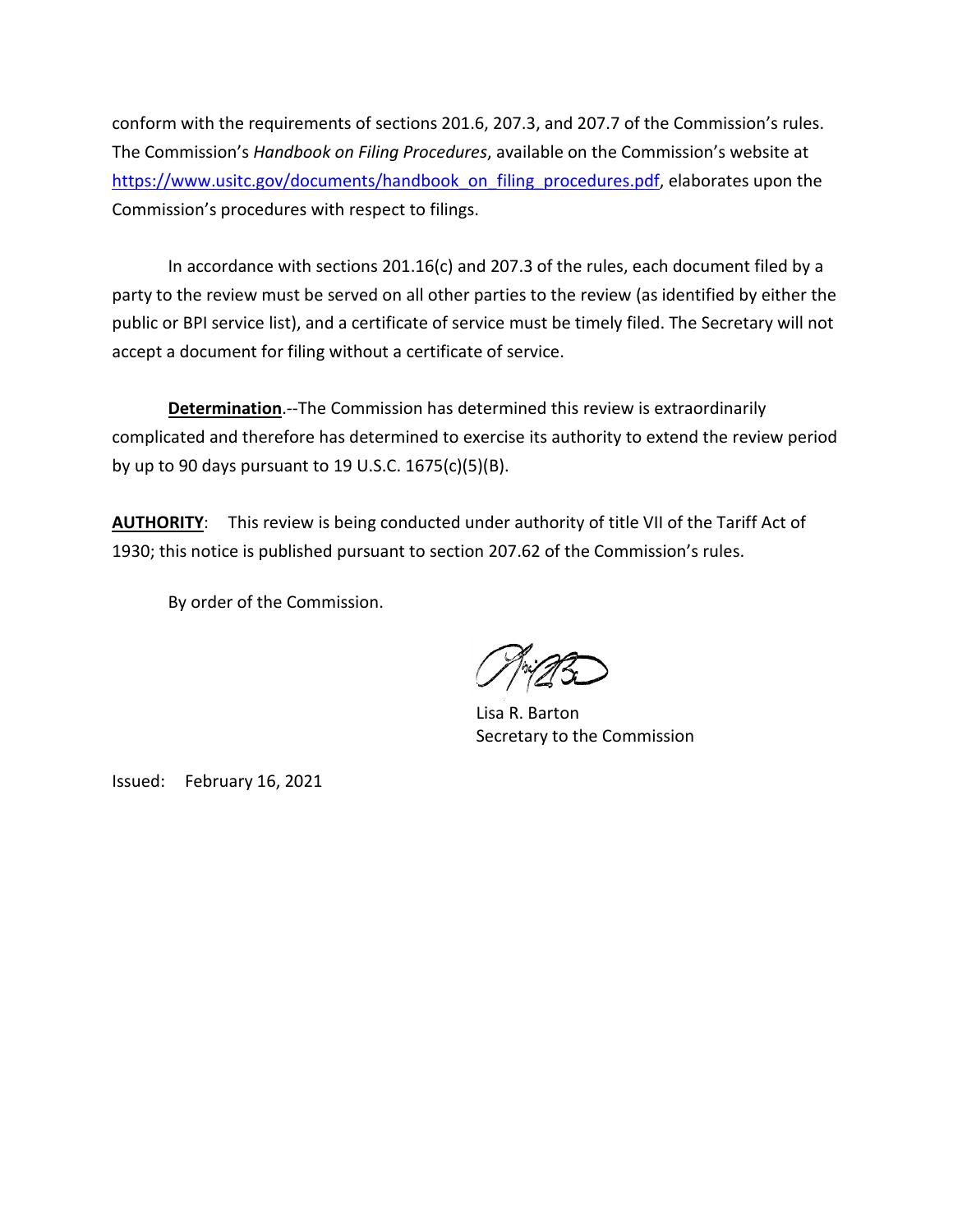conform with the requirements of sections 201.6, 207.3, and 207.7 of the Commission's rules. The Commission's *Handbook on Filing Procedures*, available on the Commission's website at [https://www.usitc.gov/documents/handbook_on_filing_procedures.pdf](https://www.usitc.gov/documents/handbook_on_filing_procedures.pdf), elaborates upon the Commission's procedures with respect to filings.

In accordance with sections 201.16(c) and 207.3 of the rules, each document filed by a party to the review must be served on all other parties to the review (as identified by either the public or BPI service list), and a certificate of service must be timely filed. The Secretary will not accept a document for filing without a certificate of service.

**Determination**.--The Commission has determined this review is extraordinarily complicated and therefore has determined to exercise its authority to extend the review period by up to 90 days pursuant to 19 U.S.C. 1675(c)(5)(B).

**AUTHORITY**: This review is being conducted under authority of title VII of the Tariff Act of 1930; this notice is published pursuant to section 207.62 of the Commission's rules.

By order of the Commission.

Lisa R. Barton
Secretary to the Commission

Issued: February 16, 2021